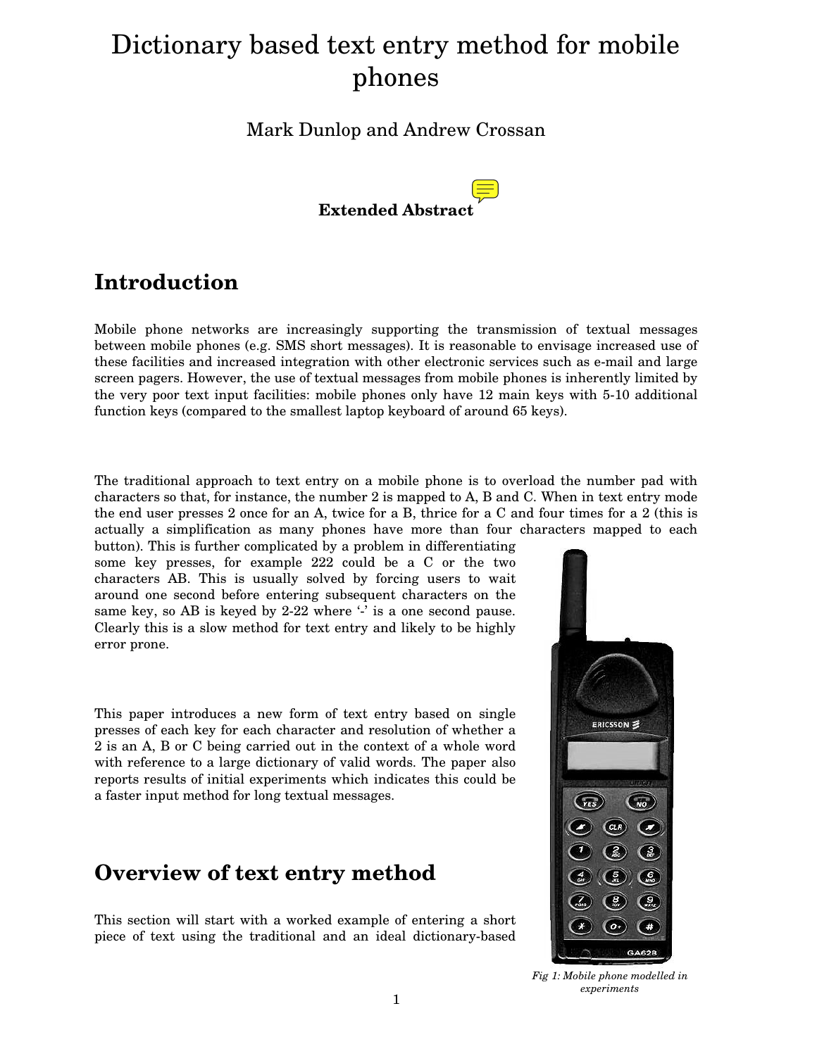# Dictionary based text entry method for mobile phones

Mark Dunlop and Andrew Crossan

**Extended Abstract**

## Introduction

Mobile phone networks are increasingly supporting the transmission of textual messages between mobile phones (e.g. SMS short messages). It is reasonable to envisage increased use of these facilities and increased integration with other electronic services such as e-mail and large screen pagers. However, the use of textual messages from mobile phones is inherently limited by the very poor text input facilities: mobile phones only have 12 main keys with 5-10 additional function keys (compared to the smallest laptop keyboard of around 65 keys).

The traditional approach to text entry on a mobile phone is to overload the number pad with characters so that, for instance, the number 2 is mapped to A, B and C. When in text entry mode the end user presses 2 once for an A, twice for a B, thrice for a C and four times for a 2 (this is actually a simplification as many phones have more than four characters mapped to each button). This is further complicated by a problem in differentiating some key presses, for example 222 could be a C or the two characters AB. This is usually solved by forcing users to wait around one second before entering subsequent characters on the same key, so AB is keyed by 2-22 where '-' is a one second pause. Clearly this is a slow method for text entry and likely to be highly error prone.

This paper introduces a new form of text entry based on single presses of each key for each character and resolution of whether a 2 is an A, B or C being carried out in the context of a whole word with reference to a large dictionary of valid words. The paper also reports results of initial experiments which indicates this could be a faster input method for long textual messages.

*Fig 1: Mobile phone modelled in experiments*

## Overview of text entry method

This section will start with a worked example of entering a short piece of text using the traditional and an ideal dictionary-based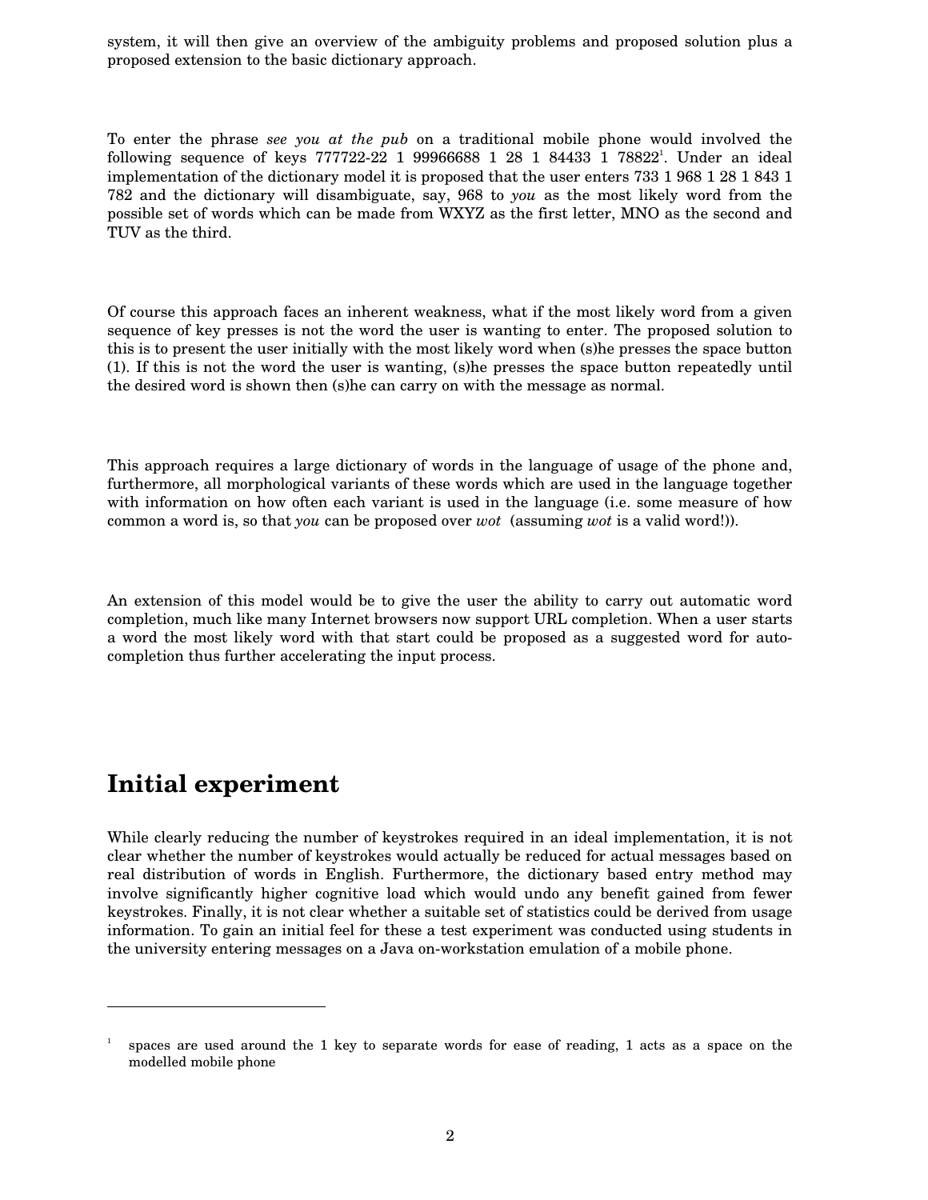system, it will then give an overview of the ambiguity problems and proposed solution plus a proposed extension to the basic dictionary approach.

To enter the phrase *see you at the pub* on a traditional mobile phone would involved the following sequence of keys 777722-22 1 99966688 1 28 1 84433 1 78822[1]. Under an ideal implementation of the dictionary model it is proposed that the user enters 733 1 968 1 28 1 843 1 782 and the dictionary will disambiguate, say, 968 to *you* as the most likely word from the possible set of words which can be made from WXYZ as the first letter, MNO as the second and TUV as the third.

Of course this approach faces an inherent weakness, what if the most likely word from a given sequence of key presses is not the word the user is wanting to enter. The proposed solution to this is to present the user initially with the most likely word when (s)he presses the space button (1). If this is not the word the user is wanting, (s)he presses the space button repeatedly until the desired word is shown then (s)he can carry on with the message as normal.

This approach requires a large dictionary of words in the language of usage of the phone and, furthermore, all morphological variants of these words which are used in the language together with information on how often each variant is used in the language (i.e. some measure of how common a word is, so that *you* can be proposed over *wot* (assuming *wot* is a valid word!)).

An extension of this model would be to give the user the ability to carry out automatic word completion, much like many Internet browsers now support URL completion. When a user starts a word the most likely word with that start could be proposed as a suggested word for auto-completion thus further accelerating the input process.

# Initial experiment

While clearly reducing the number of keystrokes required in an ideal implementation, it is not clear whether the number of keystrokes would actually be reduced for actual messages based on real distribution of words in English. Furthermore, the dictionary based entry method may involve significantly higher cognitive load which would undo any benefit gained from fewer keystrokes. Finally, it is not clear whether a suitable set of statistics could be derived from usage information. To gain an initial feel for these a test experiment was conducted using students in the university entering messages on a Java on-workstation emulation of a mobile phone.

[1] spaces are used around the 1 key to separate words for ease of reading, 1 acts as a space on the modelled mobile phone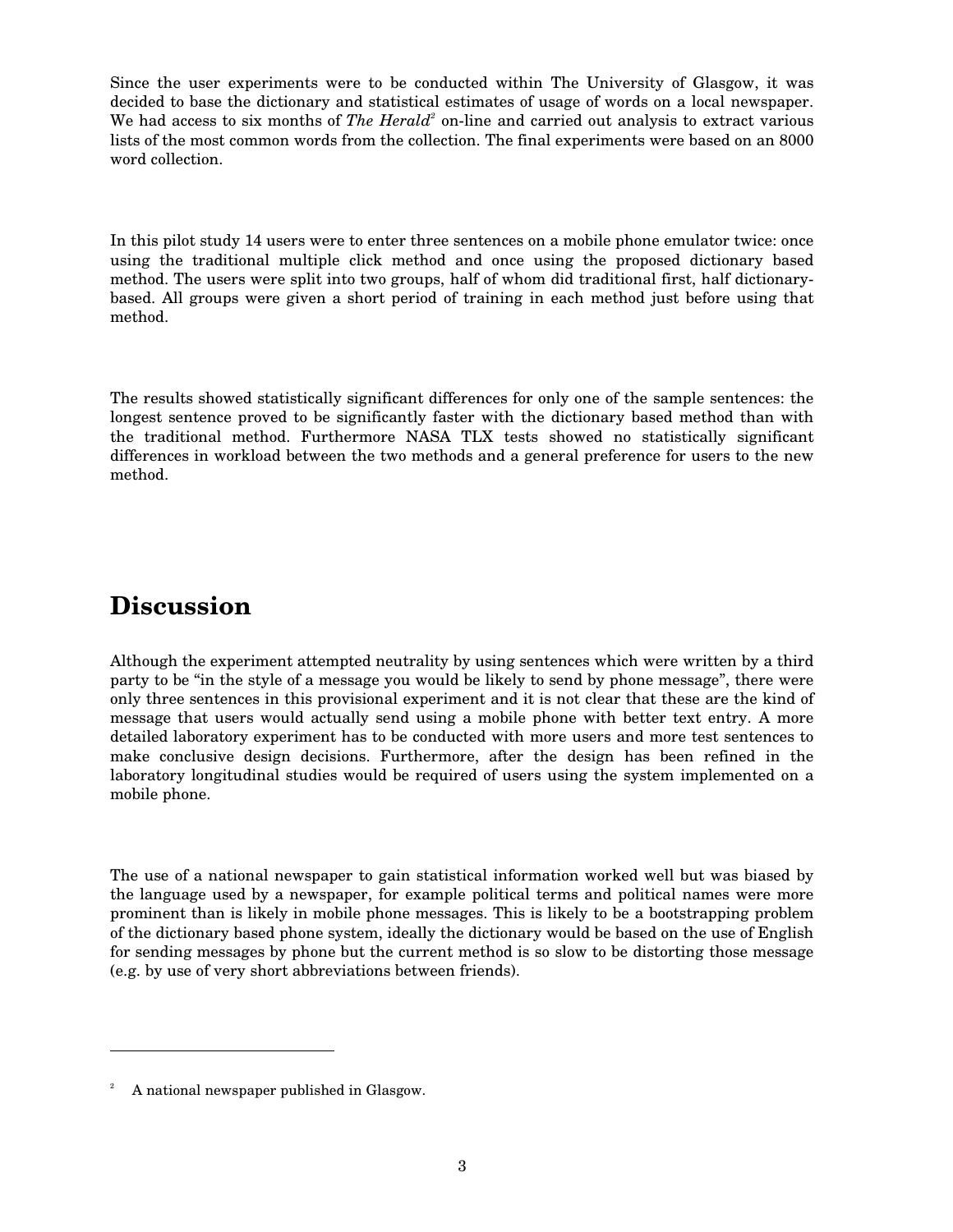Since the user experiments were to be conducted within The University of Glasgow, it was decided to base the dictionary and statistical estimates of usage of words on a local newspaper. We had access to six months of *The Herald*[2] on-line and carried out analysis to extract various lists of the most common words from the collection. The final experiments were based on an 8000 word collection.

In this pilot study 14 users were to enter three sentences on a mobile phone emulator twice: once using the traditional multiple click method and once using the proposed dictionary based method. The users were split into two groups, half of whom did traditional first, half dictionary-based. All groups were given a short period of training in each method just before using that method.

The results showed statistically significant differences for only one of the sample sentences: the longest sentence proved to be significantly faster with the dictionary based method than with the traditional method. Furthermore NASA TLX tests showed no statistically significant differences in workload between the two methods and a general preference for users to the new method.

# Discussion

Although the experiment attempted neutrality by using sentences which were written by a third party to be "in the style of a message you would be likely to send by phone message", there were only three sentences in this provisional experiment and it is not clear that these are the kind of message that users would actually send using a mobile phone with better text entry. A more detailed laboratory experiment has to be conducted with more users and more test sentences to make conclusive design decisions. Furthermore, after the design has been refined in the laboratory longitudinal studies would be required of users using the system implemented on a mobile phone.

The use of a national newspaper to gain statistical information worked well but was biased by the language used by a newspaper, for example political terms and political names were more prominent than is likely in mobile phone messages. This is likely to be a bootstrapping problem of the dictionary based phone system, ideally the dictionary would be based on the use of English for sending messages by phone but the current method is so slow to be distorting those message (e.g. by use of very short abbreviations between friends).

---

[2] A national newspaper published in Glasgow.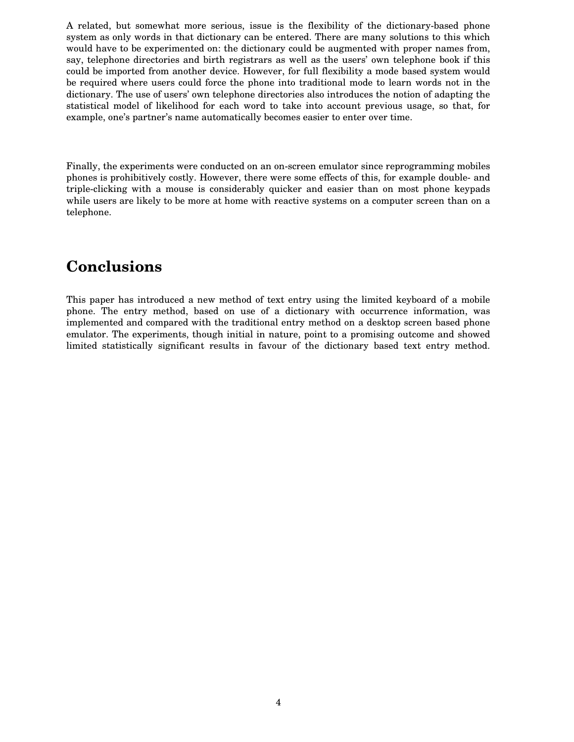A related, but somewhat more serious, issue is the flexibility of the dictionary-based phone system as only words in that dictionary can be entered. There are many solutions to this which would have to be experimented on: the dictionary could be augmented with proper names from, say, telephone directories and birth registrars as well as the users' own telephone book if this could be imported from another device. However, for full flexibility a mode based system would be required where users could force the phone into traditional mode to learn words not in the dictionary. The use of users' own telephone directories also introduces the notion of adapting the statistical model of likelihood for each word to take into account previous usage, so that, for example, one's partner's name automatically becomes easier to enter over time.

Finally, the experiments were conducted on an on-screen emulator since reprogramming mobiles phones is prohibitively costly. However, there were some effects of this, for example double- and triple-clicking with a mouse is considerably quicker and easier than on most phone keypads while users are likely to be more at home with reactive systems on a computer screen than on a telephone.

## Conclusions

This paper has introduced a new method of text entry using the limited keyboard of a mobile phone. The entry method, based on use of a dictionary with occurrence information, was implemented and compared with the traditional entry method on a desktop screen based phone emulator. The experiments, though initial in nature, point to a promising outcome and showed limited statistically significant results in favour of the dictionary based text entry method.